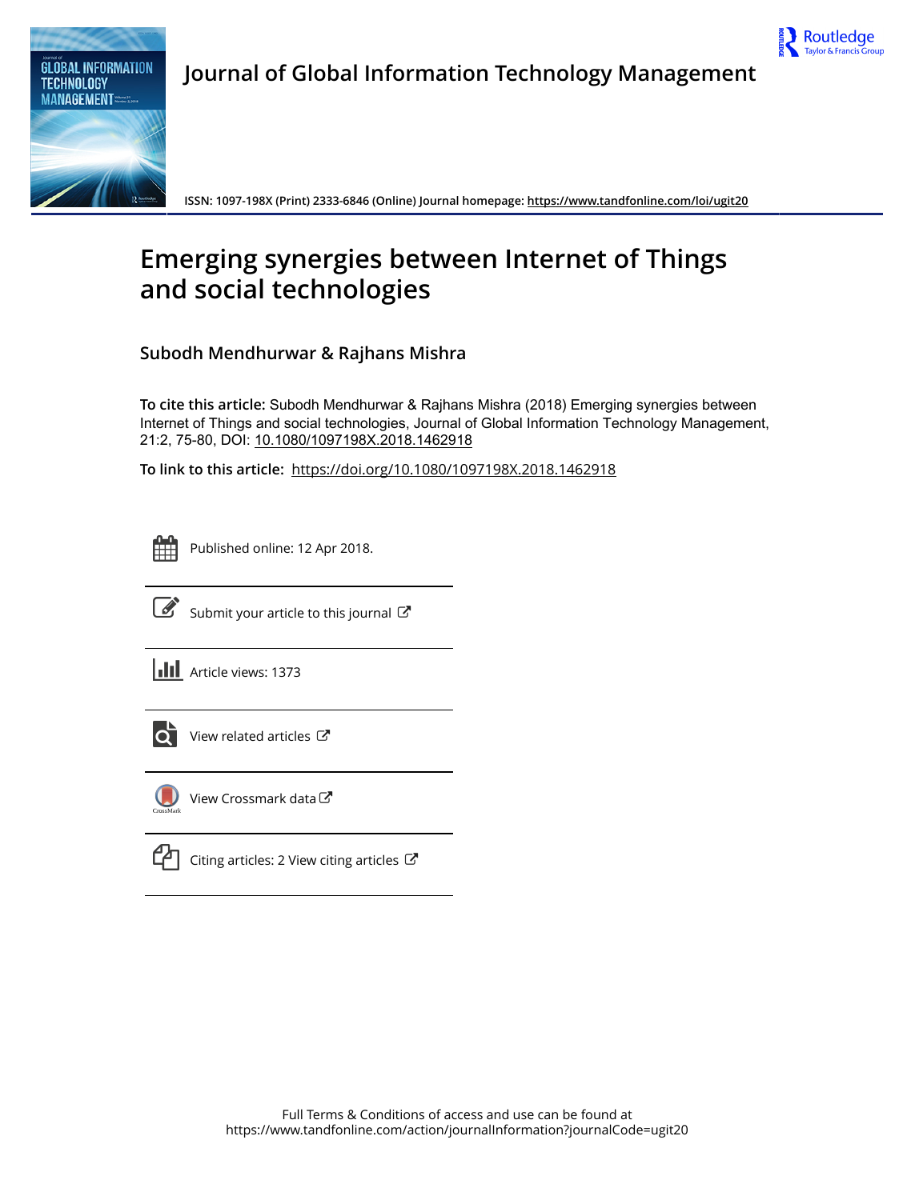# Journal of Global Information Technology Management

ISSN: 1097-198X (Print) 2333-6846 (Online) Journal homepage: https://www.tandfonline.com/loi/ugit20

# Emerging synergies between Internet of Things and social technologies

**Subodh Mendhurwar & Rajhans Mishra**

**To cite this article:** Subodh Mendhurwar & Rajhans Mishra (2018) Emerging synergies between Internet of Things and social technologies, Journal of Global Information Technology Management, 21:2, 75-80, DOI: 10.1080/1097198X.2018.1462918

**To link to this article:** https://doi.org/10.1080/1097198X.2018.1462918

Published online: 12 Apr 2018.

Submit your article to this journal

Article views: 1373

View related articles

View Crossmark data

Citing articles: 2 View citing articles

Full Terms & Conditions of access and use can be found at
https://www.tandfonline.com/action/journalInformation?journalCode=ugit20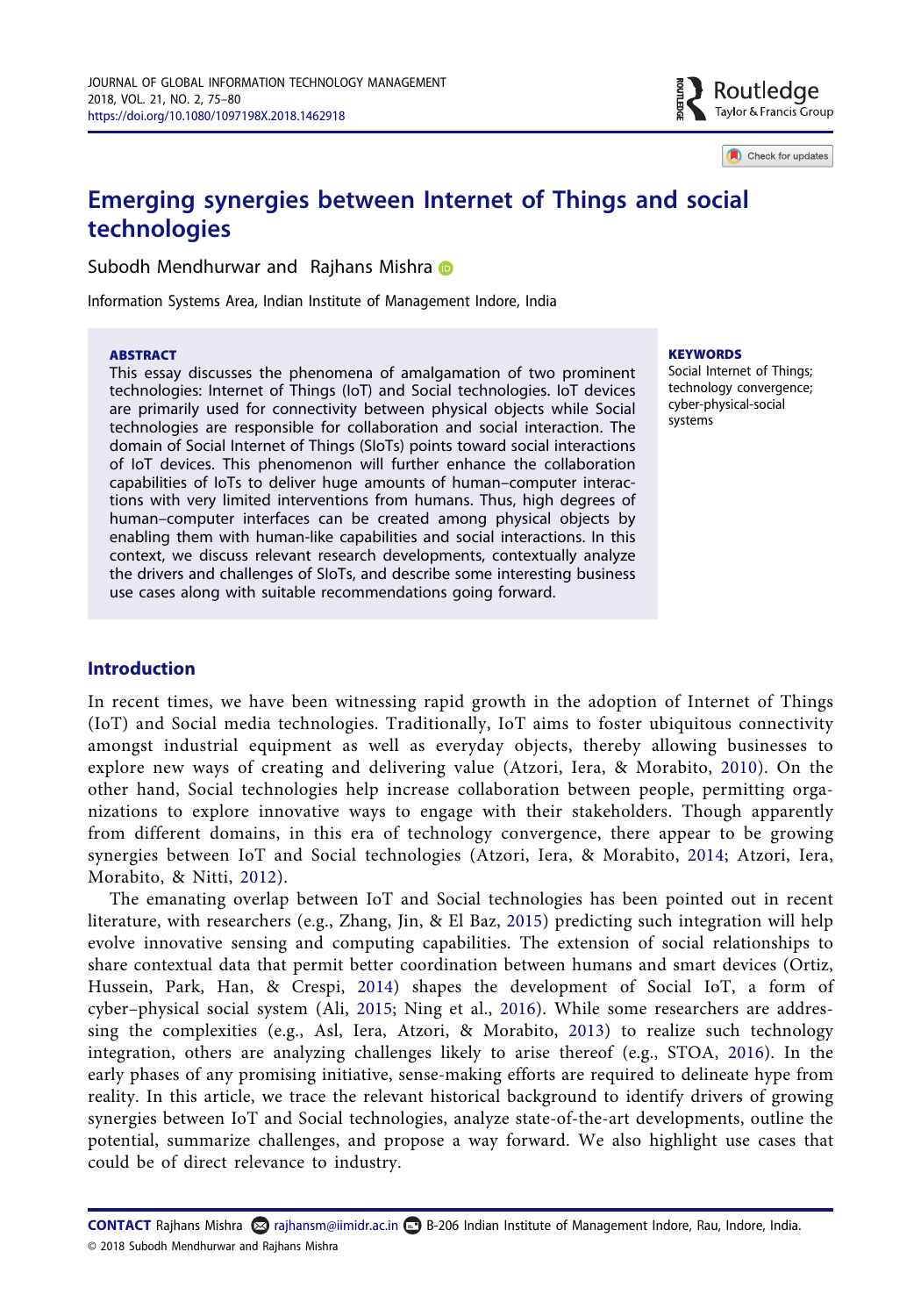# Emerging synergies between Internet of Things and social technologies

Subodh Mendhurwar and Rajhans Mishra

Information Systems Area, Indian Institute of Management Indore, India

**ABSTRACT**

This essay discusses the phenomena of amalgamation of two prominent technologies: Internet of Things (IoT) and Social technologies. IoT devices are primarily used for connectivity between physical objects while Social technologies are responsible for collaboration and social interaction. The domain of Social Internet of Things (SIoTs) points toward social interactions of IoT devices. This phenomenon will further enhance the collaboration capabilities of IoTs to deliver huge amounts of human–computer interactions with very limited interventions from humans. Thus, high degrees of human–computer interfaces can be created among physical objects by enabling them with human-like capabilities and social interactions. In this context, we discuss relevant research developments, contextually analyze the drivers and challenges of SIoTs, and describe some interesting business use cases along with suitable recommendations going forward.

**KEYWORDS**

Social Internet of Things; technology convergence; cyber-physical-social systems

## Introduction

In recent times, we have been witnessing rapid growth in the adoption of Internet of Things (IoT) and Social media technologies. Traditionally, IoT aims to foster ubiquitous connectivity amongst industrial equipment as well as everyday objects, thereby allowing businesses to explore new ways of creating and delivering value (Atzori, Iera, & Morabito, 2010). On the other hand, Social technologies help increase collaboration between people, permitting organizations to explore innovative ways to engage with their stakeholders. Though apparently from different domains, in this era of technology convergence, there appear to be growing synergies between IoT and Social technologies (Atzori, Iera, & Morabito, 2014; Atzori, Iera, Morabito, & Nitti, 2012).

The emanating overlap between IoT and Social technologies has been pointed out in recent literature, with researchers (e.g., Zhang, Jin, & El Baz, 2015) predicting such integration will help evolve innovative sensing and computing capabilities. The extension of social relationships to share contextual data that permit better coordination between humans and smart devices (Ortiz, Hussein, Park, Han, & Crespi, 2014) shapes the development of Social IoT, a form of cyber–physical social system (Ali, 2015; Ning et al., 2016). While some researchers are addressing the complexities (e.g., Asl, Iera, Atzori, & Morabito, 2013) to realize such technology integration, others are analyzing challenges likely to arise thereof (e.g., STOA, 2016). In the early phases of any promising initiative, sense-making efforts are required to delineate hype from reality. In this article, we trace the relevant historical background to identify drivers of growing synergies between IoT and Social technologies, analyze state-of-the-art developments, outline the potential, summarize challenges, and propose a way forward. We also highlight use cases that could be of direct relevance to industry.

**CONTACT** Rajhans Mishra rajhansm@iimidr.ac.in B-206 Indian Institute of Management Indore, Rau, Indore, India.

© 2018 Subodh Mendhurwar and Rajhans Mishra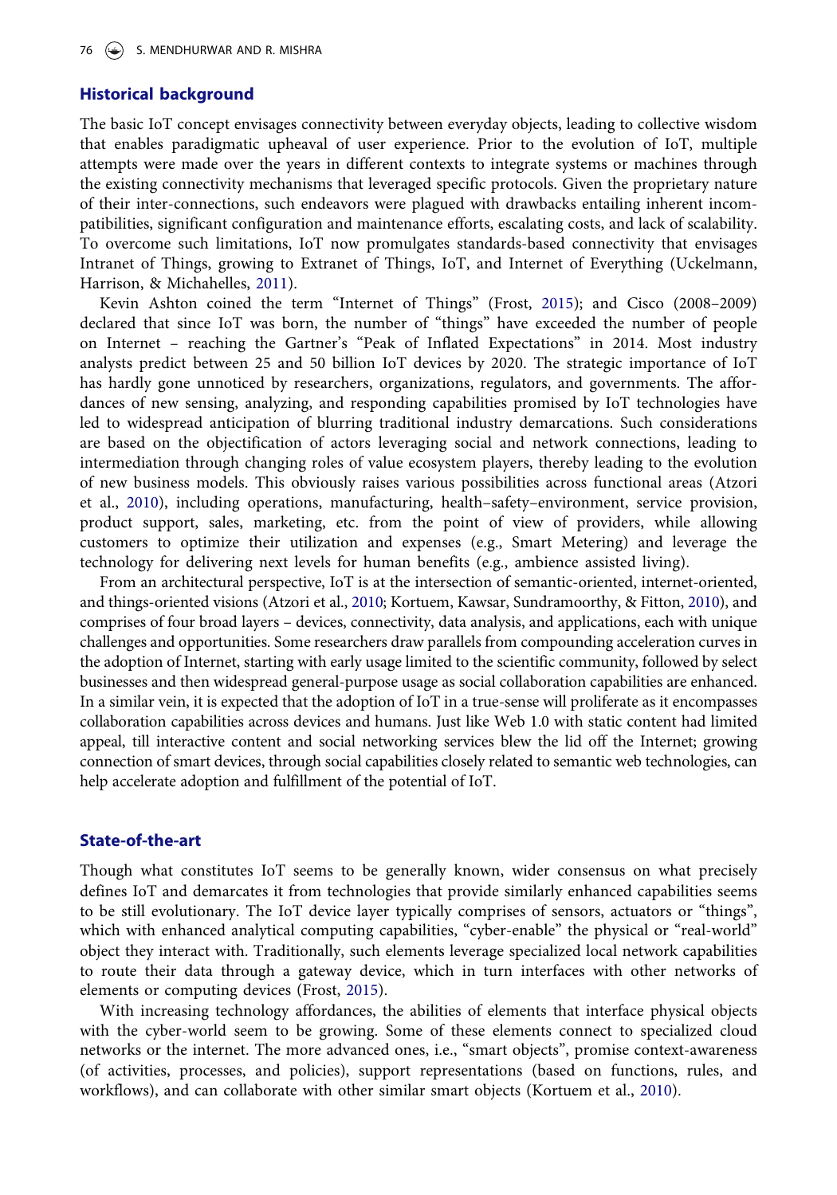## Historical background

The basic IoT concept envisages connectivity between everyday objects, leading to collective wisdom that enables paradigmatic upheaval of user experience. Prior to the evolution of IoT, multiple attempts were made over the years in different contexts to integrate systems or machines through the existing connectivity mechanisms that leveraged specific protocols. Given the proprietary nature of their inter-connections, such endeavors were plagued with drawbacks entailing inherent incompatibilities, significant configuration and maintenance efforts, escalating costs, and lack of scalability. To overcome such limitations, IoT now promulgates standards-based connectivity that envisages Intranet of Things, growing to Extranet of Things, IoT, and Internet of Everything (Uckelmann, Harrison, & Michahelles, 2011).

Kevin Ashton coined the term "Internet of Things" (Frost, 2015); and Cisco (2008–2009) declared that since IoT was born, the number of "things" have exceeded the number of people on Internet – reaching the Gartner's "Peak of Inflated Expectations" in 2014. Most industry analysts predict between 25 and 50 billion IoT devices by 2020. The strategic importance of IoT has hardly gone unnoticed by researchers, organizations, regulators, and governments. The affordances of new sensing, analyzing, and responding capabilities promised by IoT technologies have led to widespread anticipation of blurring traditional industry demarcations. Such considerations are based on the objectification of actors leveraging social and network connections, leading to intermediation through changing roles of value ecosystem players, thereby leading to the evolution of new business models. This obviously raises various possibilities across functional areas (Atzori et al., 2010), including operations, manufacturing, health–safety–environment, service provision, product support, sales, marketing, etc. from the point of view of providers, while allowing customers to optimize their utilization and expenses (e.g., Smart Metering) and leverage the technology for delivering next levels for human benefits (e.g., ambience assisted living).

From an architectural perspective, IoT is at the intersection of semantic-oriented, internet-oriented, and things-oriented visions (Atzori et al., 2010; Kortuem, Kawsar, Sundramoorthy, & Fitton, 2010), and comprises of four broad layers – devices, connectivity, data analysis, and applications, each with unique challenges and opportunities. Some researchers draw parallels from compounding acceleration curves in the adoption of Internet, starting with early usage limited to the scientific community, followed by select businesses and then widespread general-purpose usage as social collaboration capabilities are enhanced. In a similar vein, it is expected that the adoption of IoT in a true-sense will proliferate as it encompasses collaboration capabilities across devices and humans. Just like Web 1.0 with static content had limited appeal, till interactive content and social networking services blew the lid off the Internet; growing connection of smart devices, through social capabilities closely related to semantic web technologies, can help accelerate adoption and fulfillment of the potential of IoT.

## State-of-the-art

Though what constitutes IoT seems to be generally known, wider consensus on what precisely defines IoT and demarcates it from technologies that provide similarly enhanced capabilities seems to be still evolutionary. The IoT device layer typically comprises of sensors, actuators or "things", which with enhanced analytical computing capabilities, "cyber-enable" the physical or "real-world" object they interact with. Traditionally, such elements leverage specialized local network capabilities to route their data through a gateway device, which in turn interfaces with other networks of elements or computing devices (Frost, 2015).

With increasing technology affordances, the abilities of elements that interface physical objects with the cyber-world seem to be growing. Some of these elements connect to specialized cloud networks or the internet. The more advanced ones, i.e., "smart objects", promise context-awareness (of activities, processes, and policies), support representations (based on functions, rules, and workflows), and can collaborate with other similar smart objects (Kortuem et al., 2010).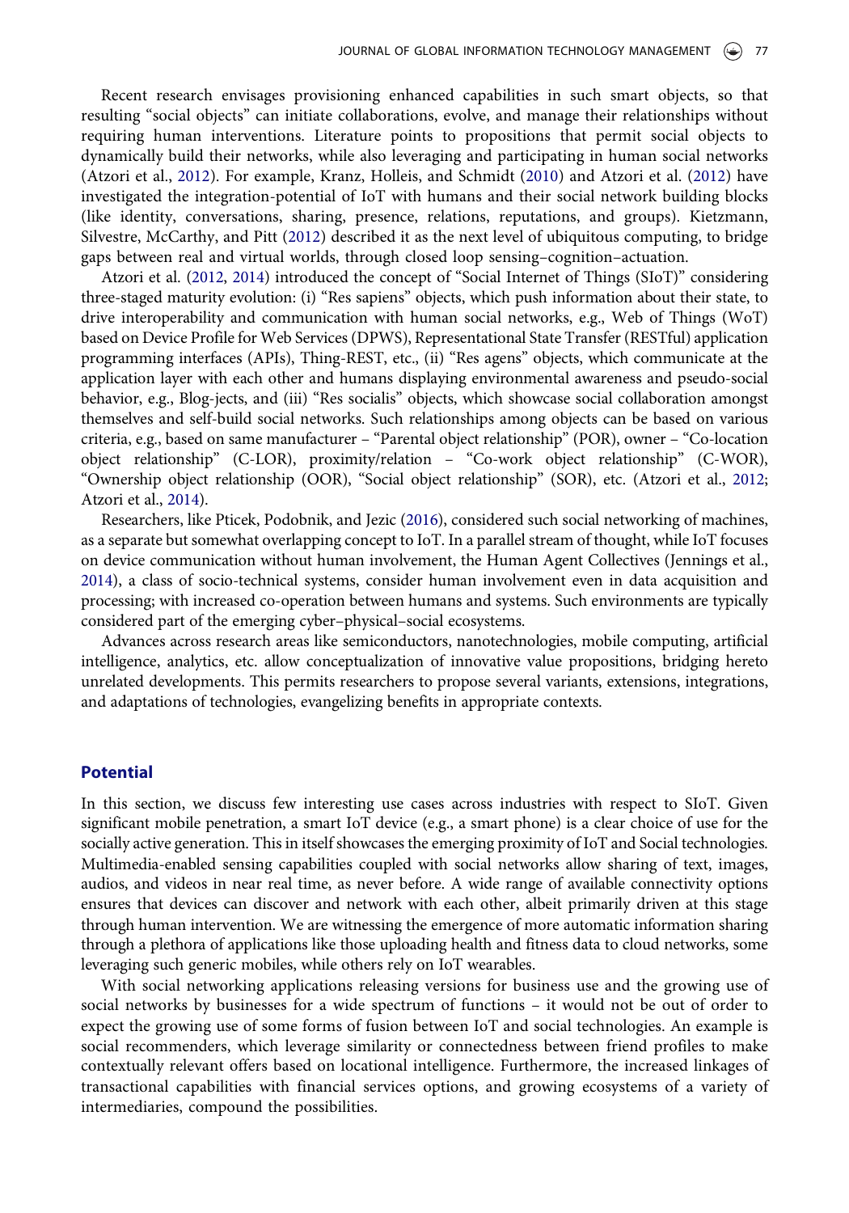Recent research envisages provisioning enhanced capabilities in such smart objects, so that resulting "social objects" can initiate collaborations, evolve, and manage their relationships without requiring human interventions. Literature points to propositions that permit social objects to dynamically build their networks, while also leveraging and participating in human social networks (Atzori et al., 2012). For example, Kranz, Holleis, and Schmidt (2010) and Atzori et al. (2012) have investigated the integration-potential of IoT with humans and their social network building blocks (like identity, conversations, sharing, presence, relations, reputations, and groups). Kietzmann, Silvestre, McCarthy, and Pitt (2012) described it as the next level of ubiquitous computing, to bridge gaps between real and virtual worlds, through closed loop sensing–cognition–actuation.

Atzori et al. (2012, 2014) introduced the concept of "Social Internet of Things (SIoT)" considering three-staged maturity evolution: (i) "Res sapiens" objects, which push information about their state, to drive interoperability and communication with human social networks, e.g., Web of Things (WoT) based on Device Profile for Web Services (DPWS), Representational State Transfer (RESTful) application programming interfaces (APIs), Thing-REST, etc., (ii) "Res agens" objects, which communicate at the application layer with each other and humans displaying environmental awareness and pseudo-social behavior, e.g., Blog-jects, and (iii) "Res socialis" objects, which showcase social collaboration amongst themselves and self-build social networks. Such relationships among objects can be based on various criteria, e.g., based on same manufacturer – "Parental object relationship" (POR), owner – "Co-location object relationship" (C-LOR), proximity/relation – "Co-work object relationship" (C-WOR), "Ownership object relationship (OOR), "Social object relationship" (SOR), etc. (Atzori et al., 2012; Atzori et al., 2014).

Researchers, like Pticek, Podobnik, and Jezic (2016), considered such social networking of machines, as a separate but somewhat overlapping concept to IoT. In a parallel stream of thought, while IoT focuses on device communication without human involvement, the Human Agent Collectives (Jennings et al., 2014), a class of socio-technical systems, consider human involvement even in data acquisition and processing; with increased co-operation between humans and systems. Such environments are typically considered part of the emerging cyber–physical–social ecosystems.

Advances across research areas like semiconductors, nanotechnologies, mobile computing, artificial intelligence, analytics, etc. allow conceptualization of innovative value propositions, bridging hereto unrelated developments. This permits researchers to propose several variants, extensions, integrations, and adaptations of technologies, evangelizing benefits in appropriate contexts.

## Potential

In this section, we discuss few interesting use cases across industries with respect to SIoT. Given significant mobile penetration, a smart IoT device (e.g., a smart phone) is a clear choice of use for the socially active generation. This in itself showcases the emerging proximity of IoT and Social technologies. Multimedia-enabled sensing capabilities coupled with social networks allow sharing of text, images, audios, and videos in near real time, as never before. A wide range of available connectivity options ensures that devices can discover and network with each other, albeit primarily driven at this stage through human intervention. We are witnessing the emergence of more automatic information sharing through a plethora of applications like those uploading health and fitness data to cloud networks, some leveraging such generic mobiles, while others rely on IoT wearables.

With social networking applications releasing versions for business use and the growing use of social networks by businesses for a wide spectrum of functions – it would not be out of order to expect the growing use of some forms of fusion between IoT and social technologies. An example is social recommenders, which leverage similarity or connectedness between friend profiles to make contextually relevant offers based on locational intelligence. Furthermore, the increased linkages of transactional capabilities with financial services options, and growing ecosystems of a variety of intermediaries, compound the possibilities.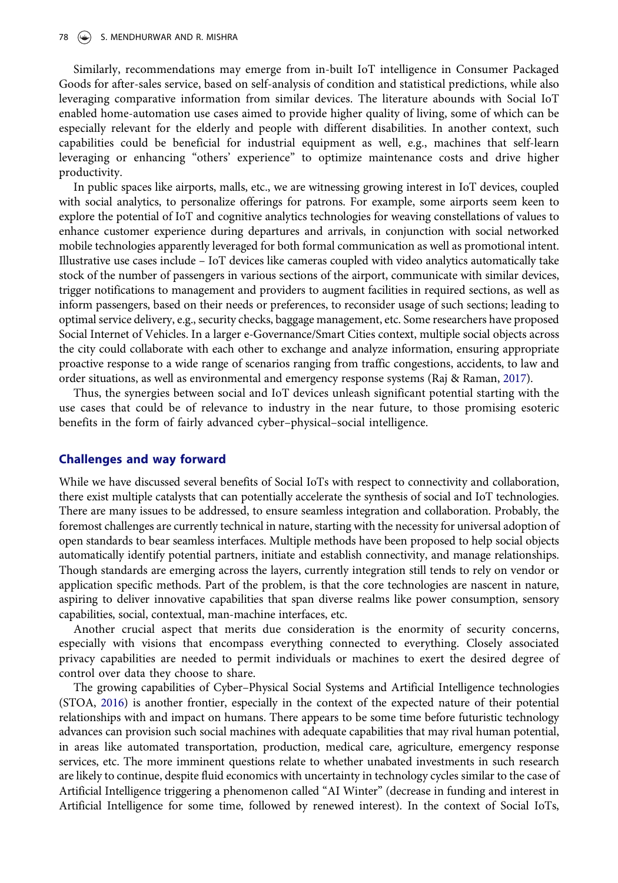Similarly, recommendations may emerge from in-built IoT intelligence in Consumer Packaged Goods for after-sales service, based on self-analysis of condition and statistical predictions, while also leveraging comparative information from similar devices. The literature abounds with Social IoT enabled home-automation use cases aimed to provide higher quality of living, some of which can be especially relevant for the elderly and people with different disabilities. In another context, such capabilities could be beneficial for industrial equipment as well, e.g., machines that self-learn leveraging or enhancing "others' experience" to optimize maintenance costs and drive higher productivity.

In public spaces like airports, malls, etc., we are witnessing growing interest in IoT devices, coupled with social analytics, to personalize offerings for patrons. For example, some airports seem keen to explore the potential of IoT and cognitive analytics technologies for weaving constellations of values to enhance customer experience during departures and arrivals, in conjunction with social networked mobile technologies apparently leveraged for both formal communication as well as promotional intent. Illustrative use cases include – IoT devices like cameras coupled with video analytics automatically take stock of the number of passengers in various sections of the airport, communicate with similar devices, trigger notifications to management and providers to augment facilities in required sections, as well as inform passengers, based on their needs or preferences, to reconsider usage of such sections; leading to optimal service delivery, e.g., security checks, baggage management, etc. Some researchers have proposed Social Internet of Vehicles. In a larger e-Governance/Smart Cities context, multiple social objects across the city could collaborate with each other to exchange and analyze information, ensuring appropriate proactive response to a wide range of scenarios ranging from traffic congestions, accidents, to law and order situations, as well as environmental and emergency response systems (Raj & Raman, 2017).

Thus, the synergies between social and IoT devices unleash significant potential starting with the use cases that could be of relevance to industry in the near future, to those promising esoteric benefits in the form of fairly advanced cyber–physical–social intelligence.

## Challenges and way forward

While we have discussed several benefits of Social IoTs with respect to connectivity and collaboration, there exist multiple catalysts that can potentially accelerate the synthesis of social and IoT technologies. There are many issues to be addressed, to ensure seamless integration and collaboration. Probably, the foremost challenges are currently technical in nature, starting with the necessity for universal adoption of open standards to bear seamless interfaces. Multiple methods have been proposed to help social objects automatically identify potential partners, initiate and establish connectivity, and manage relationships. Though standards are emerging across the layers, currently integration still tends to rely on vendor or application specific methods. Part of the problem, is that the core technologies are nascent in nature, aspiring to deliver innovative capabilities that span diverse realms like power consumption, sensory capabilities, social, contextual, man-machine interfaces, etc.

Another crucial aspect that merits due consideration is the enormity of security concerns, especially with visions that encompass everything connected to everything. Closely associated privacy capabilities are needed to permit individuals or machines to exert the desired degree of control over data they choose to share.

The growing capabilities of Cyber–Physical Social Systems and Artificial Intelligence technologies (STOA, 2016) is another frontier, especially in the context of the expected nature of their potential relationships with and impact on humans. There appears to be some time before futuristic technology advances can provision such social machines with adequate capabilities that may rival human potential, in areas like automated transportation, production, medical care, agriculture, emergency response services, etc. The more imminent questions relate to whether unabated investments in such research are likely to continue, despite fluid economics with uncertainty in technology cycles similar to the case of Artificial Intelligence triggering a phenomenon called "AI Winter" (decrease in funding and interest in Artificial Intelligence for some time, followed by renewed interest). In the context of Social IoTs,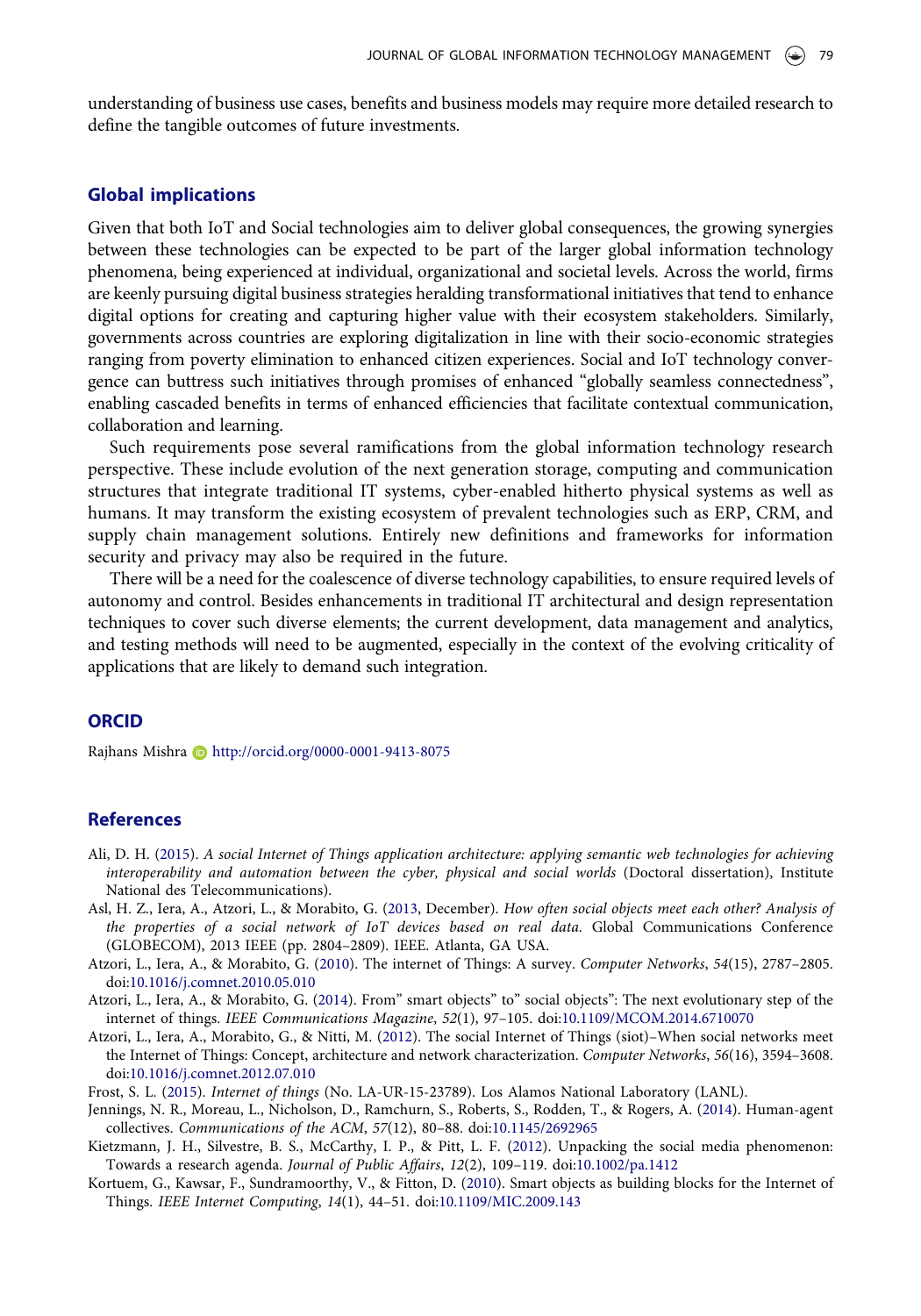understanding of business use cases, benefits and business models may require more detailed research to define the tangible outcomes of future investments.

## Global implications

Given that both IoT and Social technologies aim to deliver global consequences, the growing synergies between these technologies can be expected to be part of the larger global information technology phenomena, being experienced at individual, organizational and societal levels. Across the world, firms are keenly pursuing digital business strategies heralding transformational initiatives that tend to enhance digital options for creating and capturing higher value with their ecosystem stakeholders. Similarly, governments across countries are exploring digitalization in line with their socio-economic strategies ranging from poverty elimination to enhanced citizen experiences. Social and IoT technology convergence can buttress such initiatives through promises of enhanced "globally seamless connectedness", enabling cascaded benefits in terms of enhanced efficiencies that facilitate contextual communication, collaboration and learning.

Such requirements pose several ramifications from the global information technology research perspective. These include evolution of the next generation storage, computing and communication structures that integrate traditional IT systems, cyber-enabled hitherto physical systems as well as humans. It may transform the existing ecosystem of prevalent technologies such as ERP, CRM, and supply chain management solutions. Entirely new definitions and frameworks for information security and privacy may also be required in the future.

There will be a need for the coalescence of diverse technology capabilities, to ensure required levels of autonomy and control. Besides enhancements in traditional IT architectural and design representation techniques to cover such diverse elements; the current development, data management and analytics, and testing methods will need to be augmented, especially in the context of the evolving criticality of applications that are likely to demand such integration.

## ORCID

Rajhans Mishra http://orcid.org/0000-0001-9413-8075

## References

Ali, D. H. (2015). *A social Internet of Things application architecture: applying semantic web technologies for achieving interoperability and automation between the cyber, physical and social worlds* (Doctoral dissertation), Institute National des Telecommunications).

Asl, H. Z., Iera, A., Atzori, L., & Morabito, G. (2013, December). *How often social objects meet each other? Analysis of the properties of a social network of IoT devices based on real data*. Global Communications Conference (GLOBECOM), 2013 IEEE (pp. 2804–2809). IEEE. Atlanta, GA USA.

Atzori, L., Iera, A., & Morabito, G. (2010). The internet of Things: A survey. *Computer Networks*, *54*(15), 2787–2805. doi:10.1016/j.comnet.2010.05.010

Atzori, L., Iera, A., & Morabito, G. (2014). From" smart objects" to" social objects": The next evolutionary step of the internet of things. *IEEE Communications Magazine*, *52*(1), 97–105. doi:10.1109/MCOM.2014.6710070

Atzori, L., Iera, A., Morabito, G., & Nitti, M. (2012). The social Internet of Things (siot)–When social networks meet the Internet of Things: Concept, architecture and network characterization. *Computer Networks*, *56*(16), 3594–3608. doi:10.1016/j.comnet.2012.07.010

Frost, S. L. (2015). *Internet of things* (No. LA-UR-15-23789). Los Alamos National Laboratory (LANL).

Jennings, N. R., Moreau, L., Nicholson, D., Ramchurn, S., Roberts, S., Rodden, T., & Rogers, A. (2014). Human-agent collectives. *Communications of the ACM*, *57*(12), 80–88. doi:10.1145/2692965

Kietzmann, J. H., Silvestre, B. S., McCarthy, I. P., & Pitt, L. F. (2012). Unpacking the social media phenomenon: Towards a research agenda. *Journal of Public Affairs*, *12*(2), 109–119. doi:10.1002/pa.1412

Kortuem, G., Kawsar, F., Sundramoorthy, V., & Fitton, D. (2010). Smart objects as building blocks for the Internet of Things. *IEEE Internet Computing*, *14*(1), 44–51. doi:10.1109/MIC.2009.143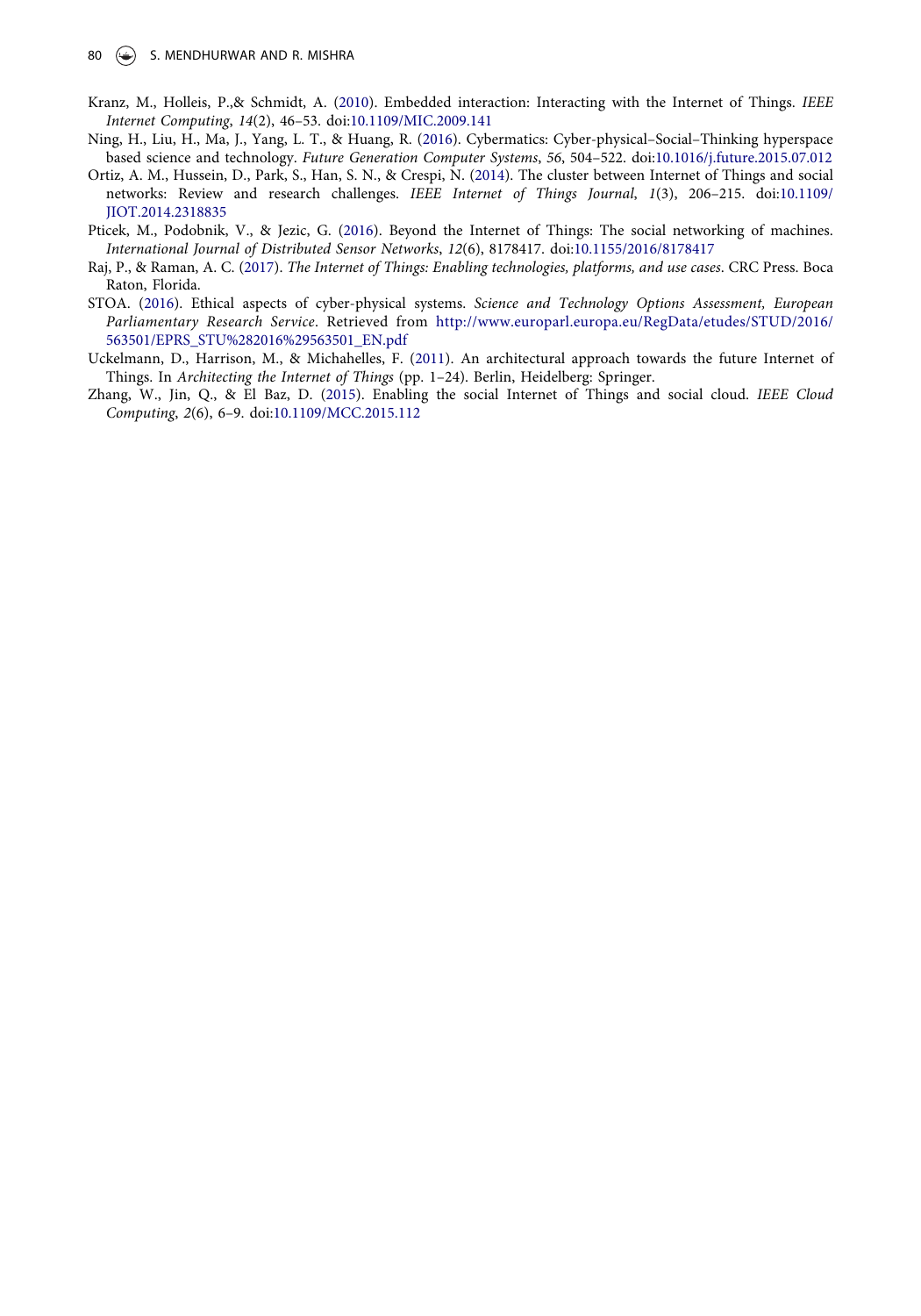Kranz, M., Holleis, P.,& Schmidt, A. (2010). Embedded interaction: Interacting with the Internet of Things. *IEEE Internet Computing*, *14*(2), 46–53. doi:10.1109/MIC.2009.141

Ning, H., Liu, H., Ma, J., Yang, L. T., & Huang, R. (2016). Cybermatics: Cyber-physical–Social–Thinking hyperspace based science and technology. *Future Generation Computer Systems*, *56*, 504–522. doi:10.1016/j.future.2015.07.012

Ortiz, A. M., Hussein, D., Park, S., Han, S. N., & Crespi, N. (2014). The cluster between Internet of Things and social networks: Review and research challenges. *IEEE Internet of Things Journal*, *1*(3), 206–215. doi:10.1109/JIOT.2014.2318835

Pticek, M., Podobnik, V., & Jezic, G. (2016). Beyond the Internet of Things: The social networking of machines. *International Journal of Distributed Sensor Networks*, *12*(6), 8178417. doi:10.1155/2016/8178417

Raj, P., & Raman, A. C. (2017). *The Internet of Things: Enabling technologies, platforms, and use cases*. CRC Press. Boca Raton, Florida.

STOA. (2016). Ethical aspects of cyber-physical systems. *Science and Technology Options Assessment, European Parliamentary Research Service*. Retrieved from http://www.europarl.europa.eu/RegData/etudes/STUD/2016/563501/EPRS_STU%282016%29563501_EN.pdf

Uckelmann, D., Harrison, M., & Michahelles, F. (2011). An architectural approach towards the future Internet of Things. In *Architecting the Internet of Things* (pp. 1–24). Berlin, Heidelberg: Springer.

Zhang, W., Jin, Q., & El Baz, D. (2015). Enabling the social Internet of Things and social cloud. *IEEE Cloud Computing*, *2*(6), 6–9. doi:10.1109/MCC.2015.112